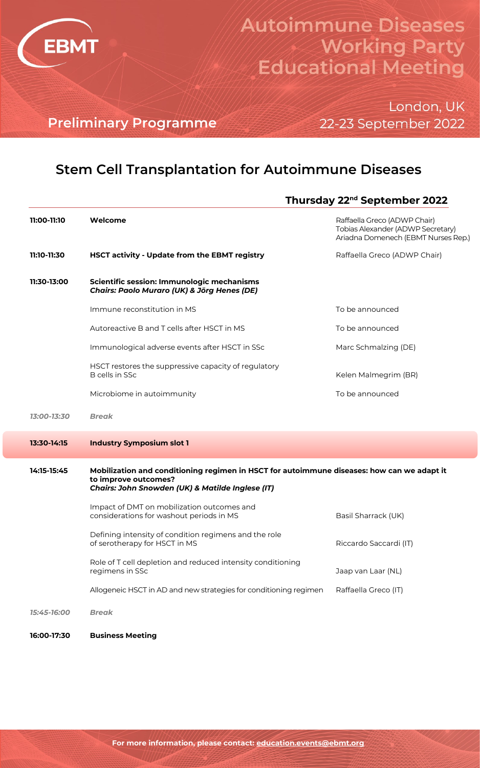EBMT

# Autoimmune Diseases Working Party Educational Meeting

**Preliminary Programme**

London, UK
22-23 September 2022

## Stem Cell Transplantation for Autoimmune Diseases

### Thursday 22nd September 2022

| Time | Session | Speaker |
|---|---|---|
| **11:00-11:10** | **Welcome** | Raffaella Greco (ADWP Chair)<br>Tobias Alexander (ADWP Secretary)<br>Ariadna Domenech (EBMT Nurses Rep.) |
| **11:10-11:30** | **HSCT activity - Update from the EBMT registry** | Raffaella Greco (ADWP Chair) |
| **11:30-13:00** | **Scientific session: Immunologic mechanisms**<br>***Chairs: Paolo Muraro (UK) & Jörg Henes (DE)*** | |
| | Immune reconstitution in MS | To be announced |
| | Autoreactive B and T cells after HSCT in MS | To be announced |
| | Immunological adverse events after HSCT in SSc | Marc Schmalzing (DE) |
| | HSCT restores the suppressive capacity of regulatory B cells in SSc | Kelen Malmegrim (BR) |
| | Microbiome in autoimmunity | To be announced |
| *13:00-13:30* | ***Break*** | |
| **13:30-14:15** | **Industry Symposium slot 1** | |
| **14:15-15:45** | **Mobilization and conditioning regimen in HSCT for autoimmune diseases: how can we adapt it to improve outcomes?**<br>***Chairs: John Snowden (UK) & Matilde Inglese (IT)*** | |
| | Impact of DMT on mobilization outcomes and considerations for washout periods in MS | Basil Sharrack (UK) |
| | Defining intensity of condition regimens and the role of serotherapy for HSCT in MS | Riccardo Saccardi (IT) |
| | Role of T cell depletion and reduced intensity conditioning regimens in SSc | Jaap van Laar (NL) |
| | Allogeneic HSCT in AD and new strategies for conditioning regimen | Raffaella Greco (IT) |
| *15:45-16:00* | ***Break*** | |
| **16:00-17:30** | **Business Meeting** | |

**For more information, please contact: education.events@ebmt.org**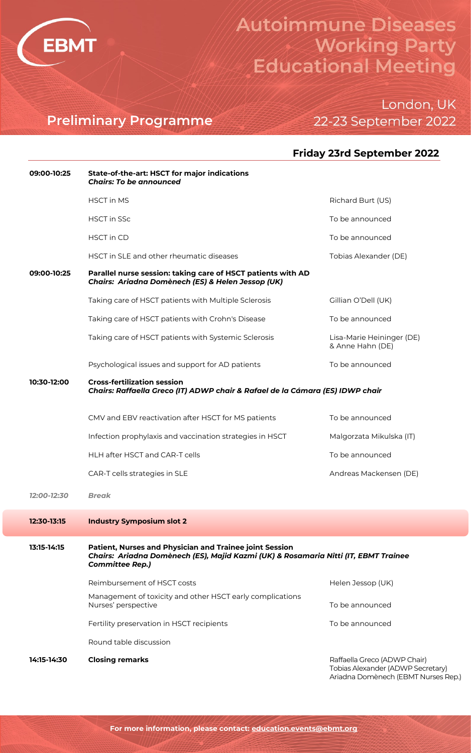# Autoimmune Diseases Working Party Educational Meeting

**Preliminary Programme**

London, UK
22-23 September 2022

## Friday 23rd September 2022

| | | |
|---|---|---|
| **09:00-10:25** | **State-of-the-art: HSCT for major indications** *Chairs: To be announced* | |
| | HSCT in MS | Richard Burt (US) |
| | HSCT in SSc | To be announced |
| | HSCT in CD | To be announced |
| | HSCT in SLE and other rheumatic diseases | Tobias Alexander (DE) |
| **09:00-10:25** | **Parallel nurse session: taking care of HSCT patients with AD** *Chairs: Ariadna Domènech (ES) & Helen Jessop (UK)* | |
| | Taking care of HSCT patients with Multiple Sclerosis | Gillian O'Dell (UK) |
| | Taking care of HSCT patients with Crohn's Disease | To be announced |
| | Taking care of HSCT patients with Systemic Sclerosis | Lisa-Marie Heininger (DE) & Anne Hahn (DE) |
| | Psychological issues and support for AD patients | To be announced |
| **10:30-12:00** | **Cross-fertilization session** *Chairs: Raffaella Greco (IT) ADWP chair & Rafael de la Cámara (ES) IDWP chair* | |
| | CMV and EBV reactivation after HSCT for MS patients | To be announced |
| | Infection prophylaxis and vaccination strategies in HSCT | Malgorzata Mikulska (IT) |
| | HLH after HSCT and CAR-T cells | To be announced |
| | CAR-T cells strategies in SLE | Andreas Mackensen (DE) |
| *12:00-12:30* | ***Break*** | |
| **12:30-13:15** | **Industry Symposium slot 2** | |
| **13:15-14:15** | **Patient, Nurses and Physician and Trainee joint Session** *Chairs: Ariadna Domènech (ES), Majid Kazmi (UK) & Rosamaria Nitti (IT, EBMT Trainee Committee Rep.)* | |
| | Reimbursement of HSCT costs | Helen Jessop (UK) |
| | Management of toxicity and other HSCT early complications Nurses' perspective | To be announced |
| | Fertility preservation in HSCT recipients | To be announced |
| | Round table discussion | |
| **14:15-14:30** | **Closing remarks** | Raffaella Greco (ADWP Chair) Tobias Alexander (ADWP Secretary) Ariadna Domènech (EBMT Nurses Rep.) |

**For more information, please contact: education.events@ebmt.org**